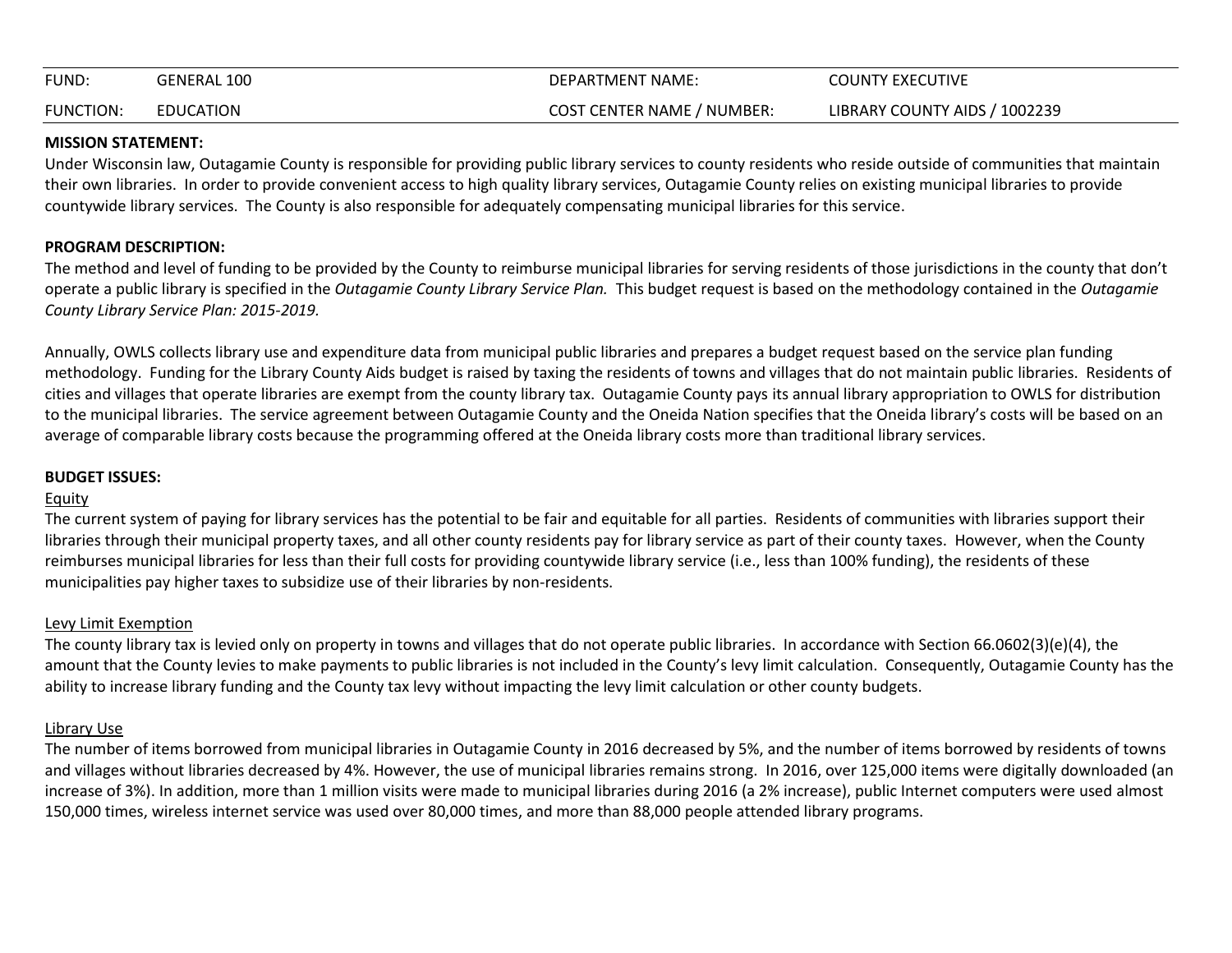| FUND: | GENERAL 100 | DEPARTMENT NAME: | COUNTY EXECUTIVE |
|---|---|---|---|
| FUNCTION: | EDUCATION | COST CENTER NAME / NUMBER: | LIBRARY COUNTY AIDS / 1002239 |

**MISSION STATEMENT:**

Under Wisconsin law, Outagamie County is responsible for providing public library services to county residents who reside outside of communities that maintain their own libraries. In order to provide convenient access to high quality library services, Outagamie County relies on existing municipal libraries to provide countywide library services. The County is also responsible for adequately compensating municipal libraries for this service.

**PROGRAM DESCRIPTION:**

The method and level of funding to be provided by the County to reimburse municipal libraries for serving residents of those jurisdictions in the county that don't operate a public library is specified in the *Outagamie County Library Service Plan.* This budget request is based on the methodology contained in the *Outagamie County Library Service Plan: 2015-2019.*

Annually, OWLS collects library use and expenditure data from municipal public libraries and prepares a budget request based on the service plan funding methodology. Funding for the Library County Aids budget is raised by taxing the residents of towns and villages that do not maintain public libraries. Residents of cities and villages that operate libraries are exempt from the county library tax. Outagamie County pays its annual library appropriation to OWLS for distribution to the municipal libraries. The service agreement between Outagamie County and the Oneida Nation specifies that the Oneida library's costs will be based on an average of comparable library costs because the programming offered at the Oneida library costs more than traditional library services.

**BUDGET ISSUES:**

<u>Equity</u>

The current system of paying for library services has the potential to be fair and equitable for all parties. Residents of communities with libraries support their libraries through their municipal property taxes, and all other county residents pay for library service as part of their county taxes. However, when the County reimburses municipal libraries for less than their full costs for providing countywide library service (i.e., less than 100% funding), the residents of these municipalities pay higher taxes to subsidize use of their libraries by non-residents.

<u>Levy Limit Exemption</u>

The county library tax is levied only on property in towns and villages that do not operate public libraries. In accordance with Section 66.0602(3)(e)(4), the amount that the County levies to make payments to public libraries is not included in the County's levy limit calculation. Consequently, Outagamie County has the ability to increase library funding and the County tax levy without impacting the levy limit calculation or other county budgets.

<u>Library Use</u>

The number of items borrowed from municipal libraries in Outagamie County in 2016 decreased by 5%, and the number of items borrowed by residents of towns and villages without libraries decreased by 4%. However, the use of municipal libraries remains strong. In 2016, over 125,000 items were digitally downloaded (an increase of 3%). In addition, more than 1 million visits were made to municipal libraries during 2016 (a 2% increase), public Internet computers were used almost 150,000 times, wireless internet service was used over 80,000 times, and more than 88,000 people attended library programs.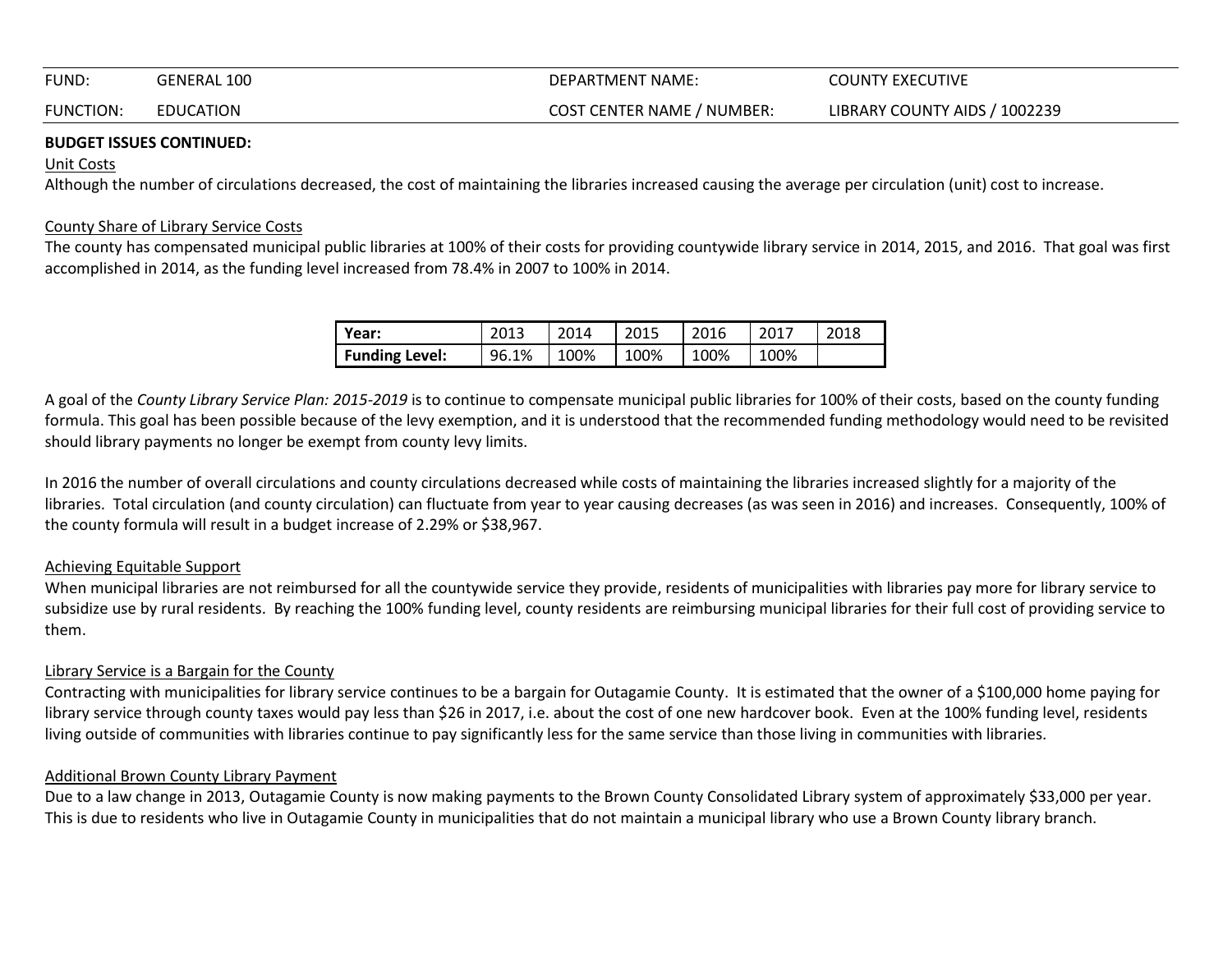| FUND: | GENERAL 100 | DEPARTMENT NAME: | COUNTY EXECUTIVE |
|---|---|---|---|
| FUNCTION: | EDUCATION | COST CENTER NAME / NUMBER: | LIBRARY COUNTY AIDS / 1002239 |

**BUDGET ISSUES CONTINUED:**

Unit Costs

Although the number of circulations decreased, the cost of maintaining the libraries increased causing the average per circulation (unit) cost to increase.

County Share of Library Service Costs

The county has compensated municipal public libraries at 100% of their costs for providing countywide library service in 2014, 2015, and 2016. That goal was first accomplished in 2014, as the funding level increased from 78.4% in 2007 to 100% in 2014.

| **Year:** | 2013 | 2014 | 2015 | 2016 | 2017 | 2018 |
|---|---|---|---|---|---|---|
| **Funding Level:** | 96.1% | 100% | 100% | 100% | 100% | |

A goal of the *County Library Service Plan: 2015-2019* is to continue to compensate municipal public libraries for 100% of their costs, based on the county funding formula. This goal has been possible because of the levy exemption, and it is understood that the recommended funding methodology would need to be revisited should library payments no longer be exempt from county levy limits.

In 2016 the number of overall circulations and county circulations decreased while costs of maintaining the libraries increased slightly for a majority of the libraries. Total circulation (and county circulation) can fluctuate from year to year causing decreases (as was seen in 2016) and increases. Consequently, 100% of the county formula will result in a budget increase of 2.29% or $38,967.

Achieving Equitable Support

When municipal libraries are not reimbursed for all the countywide service they provide, residents of municipalities with libraries pay more for library service to subsidize use by rural residents. By reaching the 100% funding level, county residents are reimbursing municipal libraries for their full cost of providing service to them.

Library Service is a Bargain for the County

Contracting with municipalities for library service continues to be a bargain for Outagamie County. It is estimated that the owner of a $100,000 home paying for library service through county taxes would pay less than $26 in 2017, i.e. about the cost of one new hardcover book. Even at the 100% funding level, residents living outside of communities with libraries continue to pay significantly less for the same service than those living in communities with libraries.

Additional Brown County Library Payment

Due to a law change in 2013, Outagamie County is now making payments to the Brown County Consolidated Library system of approximately $33,000 per year. This is due to residents who live in Outagamie County in municipalities that do not maintain a municipal library who use a Brown County library branch.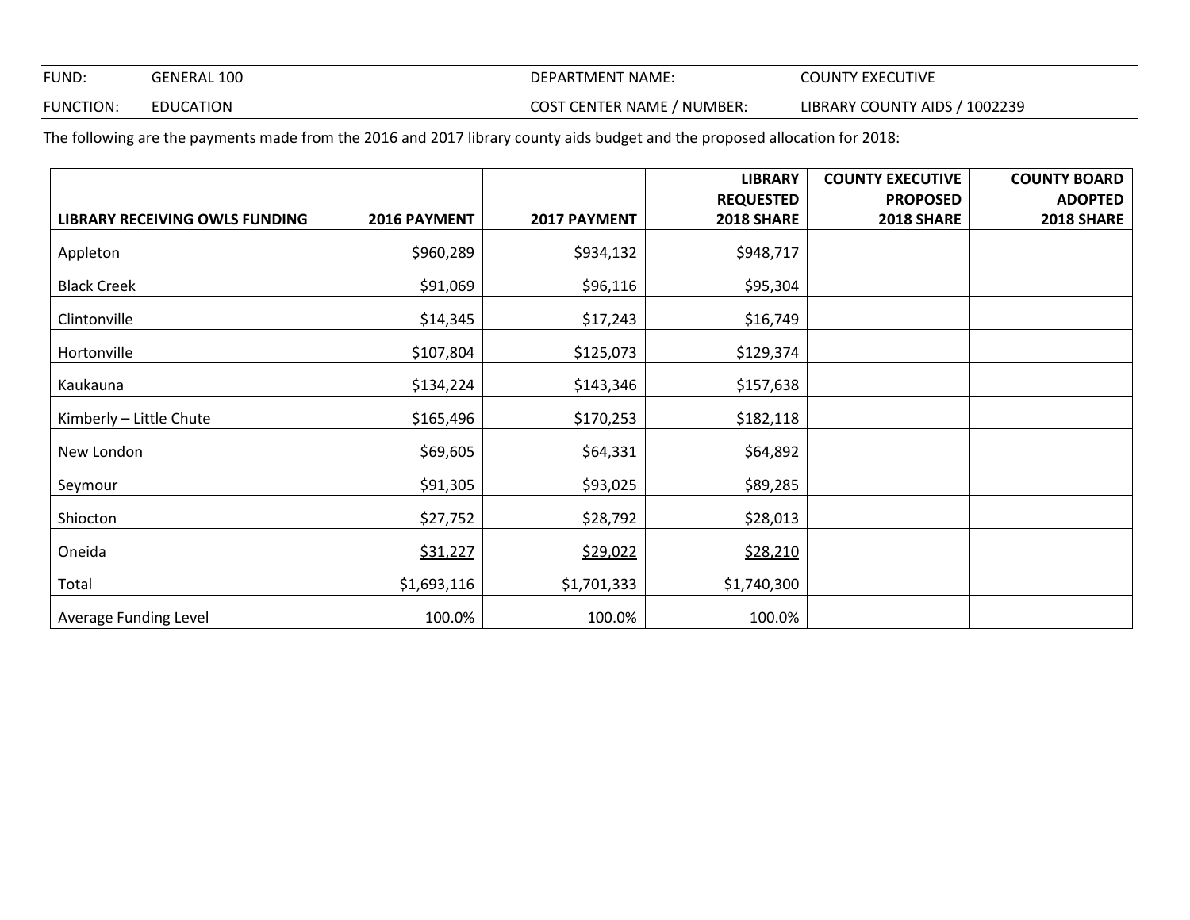| FUND: | GENERAL 100 | DEPARTMENT NAME: | COUNTY EXECUTIVE |
|---|---|---|---|
| FUNCTION: | EDUCATION | COST CENTER NAME / NUMBER: | LIBRARY COUNTY AIDS / 1002239 |

The following are the payments made from the 2016 and 2017 library county aids budget and the proposed allocation for 2018:

| LIBRARY RECEIVING OWLS FUNDING | 2016 PAYMENT | 2017 PAYMENT | LIBRARY REQUESTED 2018 SHARE | COUNTY EXECUTIVE PROPOSED 2018 SHARE | COUNTY BOARD ADOPTED 2018 SHARE |
|---|---|---|---|---|---|
| Appleton | $960,289 | $934,132 | $948,717 | | |
| Black Creek | $91,069 | $96,116 | $95,304 | | |
| Clintonville | $14,345 | $17,243 | $16,749 | | |
| Hortonville | $107,804 | $125,073 | $129,374 | | |
| Kaukauna | $134,224 | $143,346 | $157,638 | | |
| Kimberly – Little Chute | $165,496 | $170,253 | $182,118 | | |
| New London | $69,605 | $64,331 | $64,892 | | |
| Seymour | $91,305 | $93,025 | $89,285 | | |
| Shiocton | $27,752 | $28,792 | $28,013 | | |
| Oneida | $31,227 | $29,022 | $28,210 | | |
| Total | $1,693,116 | $1,701,333 | $1,740,300 | | |
| Average Funding Level | 100.0% | 100.0% | 100.0% | | |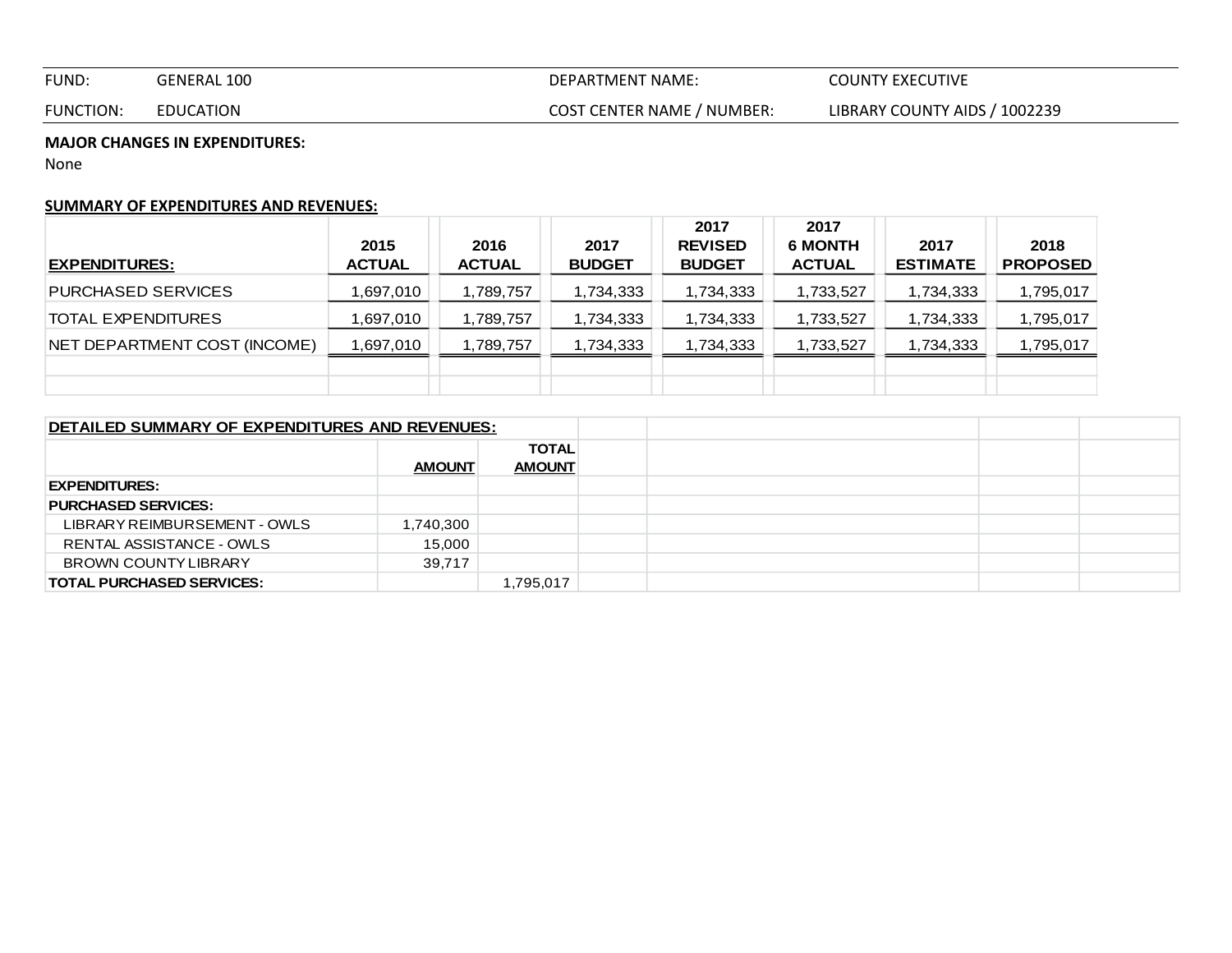| | | | |
|---|---|---|---|
| FUND: | GENERAL 100 | DEPARTMENT NAME: | COUNTY EXECUTIVE |
| FUNCTION: | EDUCATION | COST CENTER NAME / NUMBER: | LIBRARY COUNTY AIDS / 1002239 |

**MAJOR CHANGES IN EXPENDITURES:**

None

**SUMMARY OF EXPENDITURES AND REVENUES:**

| EXPENDITURES: | 2015 ACTUAL | 2016 ACTUAL | 2017 BUDGET | 2017 REVISED BUDGET | 2017 6 MONTH ACTUAL | 2017 ESTIMATE | 2018 PROPOSED |
|---|---|---|---|---|---|---|---|
| PURCHASED SERVICES | 1,697,010 | 1,789,757 | 1,734,333 | 1,734,333 | 1,733,527 | 1,734,333 | 1,795,017 |
| TOTAL EXPENDITURES | 1,697,010 | 1,789,757 | 1,734,333 | 1,734,333 | 1,733,527 | 1,734,333 | 1,795,017 |
| NET DEPARTMENT COST (INCOME) | 1,697,010 | 1,789,757 | 1,734,333 | 1,734,333 | 1,733,527 | 1,734,333 | 1,795,017 |

**DETAILED SUMMARY OF EXPENDITURES AND REVENUES:**

| | AMOUNT | TOTAL AMOUNT |
|---|---|---|
| **EXPENDITURES:** | | |
| **PURCHASED SERVICES:** | | |
| LIBRARY REIMBURSEMENT - OWLS | 1,740,300 | |
| RENTAL ASSISTANCE - OWLS | 15,000 | |
| BROWN COUNTY LIBRARY | 39,717 | |
| **TOTAL PURCHASED SERVICES:** | | 1,795,017 |